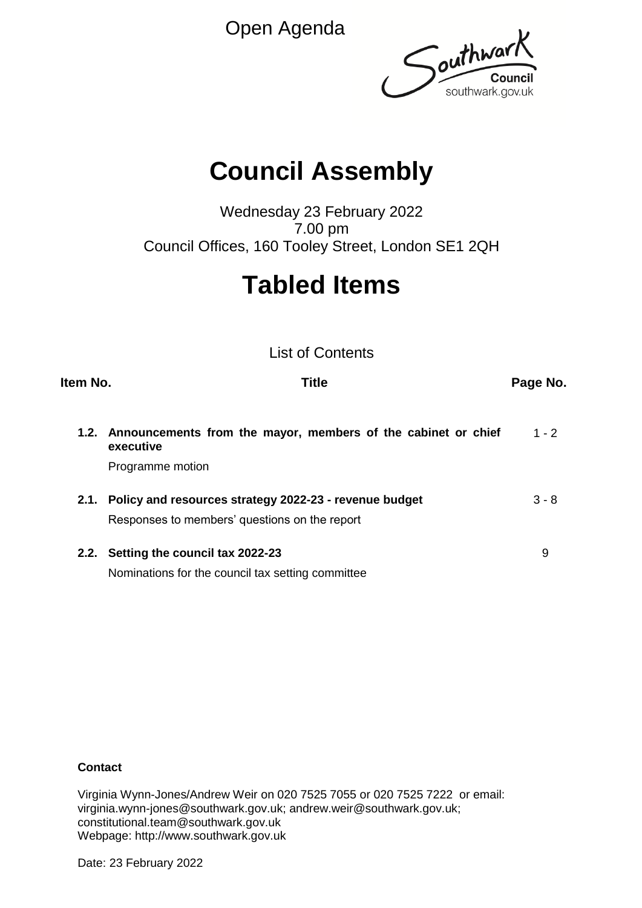Open Agenda

Southwark Council
southwark.gov.uk

# Council Assembly

Wednesday 23 February 2022
7.00 pm
Council Offices, 160 Tooley Street, London SE1 2QH

# Tabled Items

List of Contents

| Item No. | Title | Page No. |
|---|---|---|
| **1.2.** | **Announcements from the mayor, members of the cabinet or chief executive**<br>Programme motion | 1 - 2 |
| **2.1.** | **Policy and resources strategy 2022-23 - revenue budget**<br>Responses to members' questions on the report | 3 - 8 |
| **2.2.** | **Setting the council tax 2022-23**<br>Nominations for the council tax setting committee | 9 |

**Contact**

Virginia Wynn-Jones/Andrew Weir on 020 7525 7055 or 020 7525 7222 or email: virginia.wynn-jones@southwark.gov.uk; andrew.weir@southwark.gov.uk; constitutional.team@southwark.gov.uk
Webpage: http://www.southwark.gov.uk

Date: 23 February 2022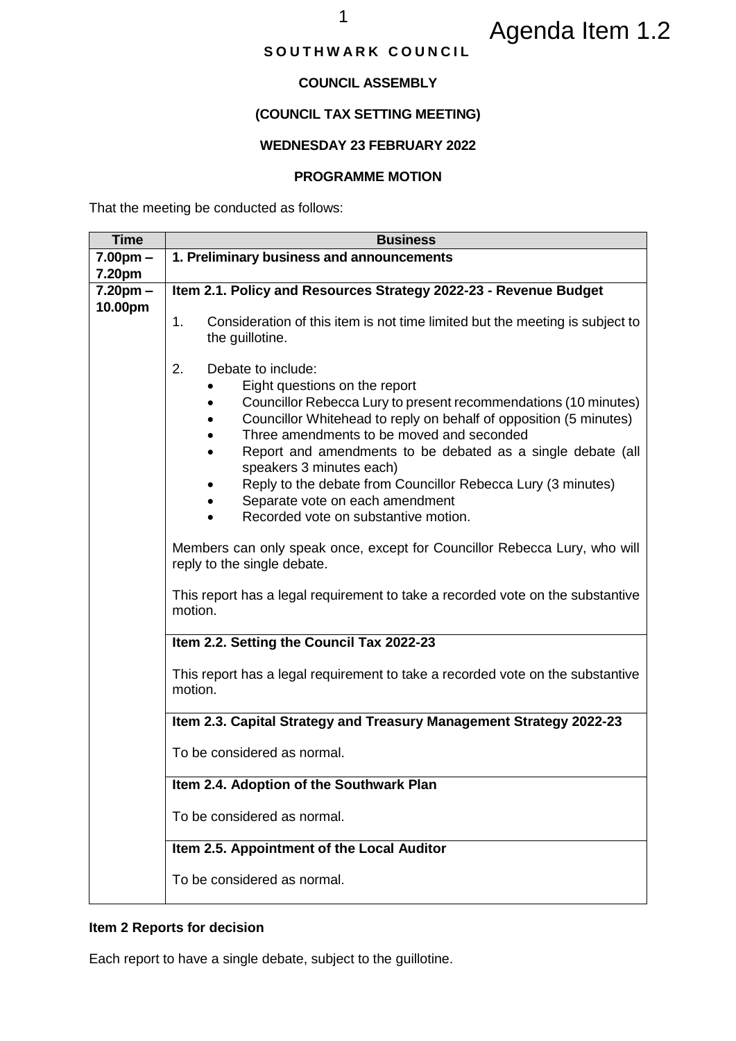Agenda Item 1.2

**SOUTHWARK COUNCIL**

**COUNCIL ASSEMBLY**

**(COUNCIL TAX SETTING MEETING)**

**WEDNESDAY 23 FEBRUARY 2022**

**PROGRAMME MOTION**

That the meeting be conducted as follows:

| Time | Business |
|---|---|
| **7.00pm – 7.20pm** | **1. Preliminary business and announcements** |
| **7.20pm – 10.00pm** | **Item 2.1. Policy and Resources Strategy 2022-23 - Revenue Budget**<br><br>1. Consideration of this item is not time limited but the meeting is subject to the guillotine.<br><br>2. Debate to include:<br>• Eight questions on the report<br>• Councillor Rebecca Lury to present recommendations (10 minutes)<br>• Councillor Whitehead to reply on behalf of opposition (5 minutes)<br>• Three amendments to be moved and seconded<br>• Report and amendments to be debated as a single debate (all speakers 3 minutes each)<br>• Reply to the debate from Councillor Rebecca Lury (3 minutes)<br>• Separate vote on each amendment<br>• Recorded vote on substantive motion.<br><br>Members can only speak once, except for Councillor Rebecca Lury, who will reply to the single debate.<br><br>This report has a legal requirement to take a recorded vote on the substantive motion. |
| | **Item 2.2. Setting the Council Tax 2022-23**<br><br>This report has a legal requirement to take a recorded vote on the substantive motion. |
| | **Item 2.3. Capital Strategy and Treasury Management Strategy 2022-23**<br><br>To be considered as normal. |
| | **Item 2.4. Adoption of the Southwark Plan**<br><br>To be considered as normal. |
| | **Item 2.5. Appointment of the Local Auditor**<br><br>To be considered as normal. |

**Item 2 Reports for decision**

Each report to have a single debate, subject to the guillotine.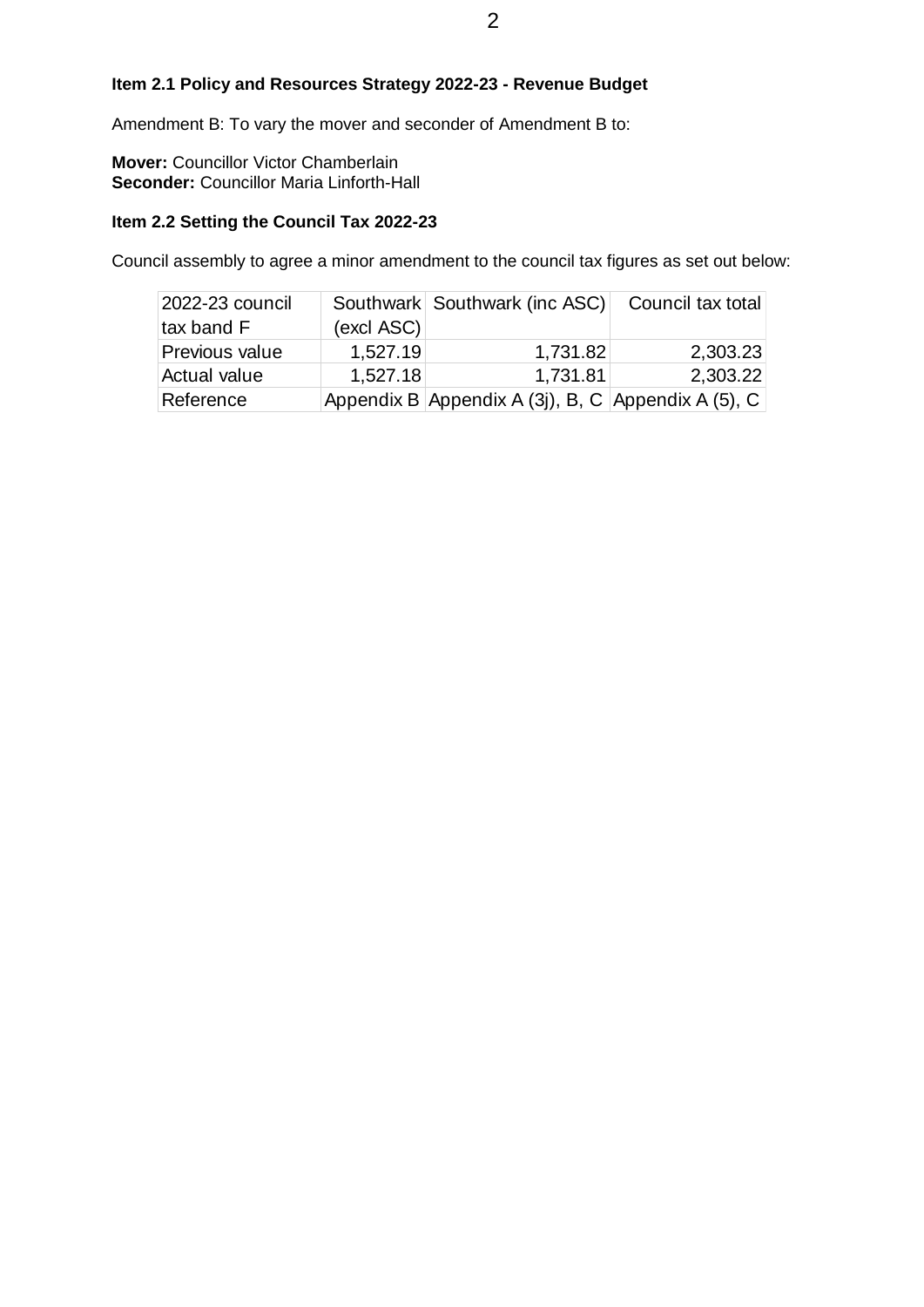**Item 2.1 Policy and Resources Strategy 2022-23 - Revenue Budget**

Amendment B: To vary the mover and seconder of Amendment B to:

**Mover:** Councillor Victor Chamberlain
**Seconder:** Councillor Maria Linforth-Hall

**Item 2.2 Setting the Council Tax 2022-23**

Council assembly to agree a minor amendment to the council tax figures as set out below:

| 2022-23 council tax band F | Southwark (excl ASC) | Southwark (inc ASC) | Council tax total |
|---|---|---|---|
| Previous value | 1,527.19 | 1,731.82 | 2,303.23 |
| Actual value | 1,527.18 | 1,731.81 | 2,303.22 |
| Reference | Appendix B | Appendix A (3j), B, C | Appendix A (5), C |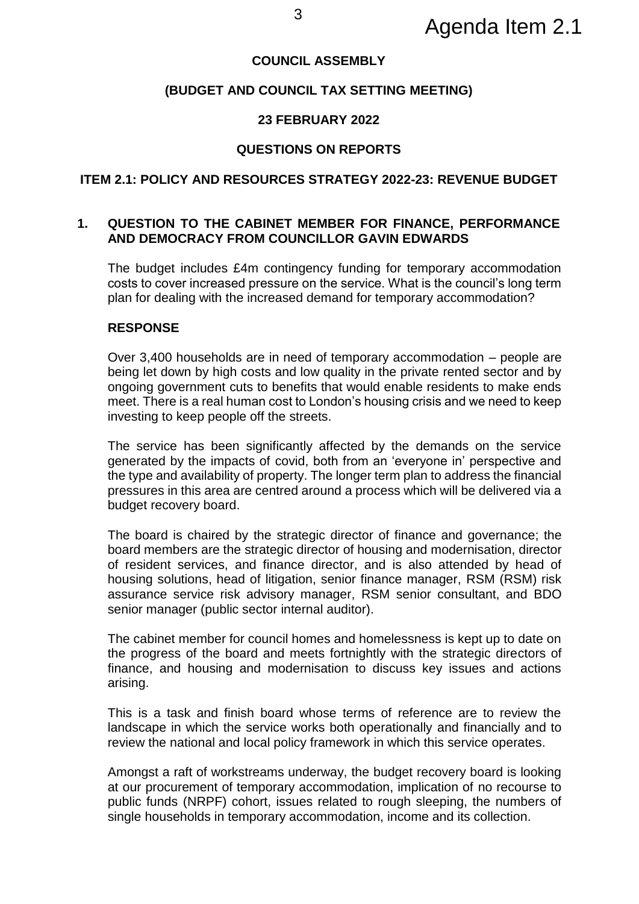Agenda Item 2.1

**COUNCIL ASSEMBLY**

**(BUDGET AND COUNCIL TAX SETTING MEETING)**

**23 FEBRUARY 2022**

**QUESTIONS ON REPORTS**

**ITEM 2.1: POLICY AND RESOURCES STRATEGY 2022-23: REVENUE BUDGET**

**1. QUESTION TO THE CABINET MEMBER FOR FINANCE, PERFORMANCE AND DEMOCRACY FROM COUNCILLOR GAVIN EDWARDS**

The budget includes £4m contingency funding for temporary accommodation costs to cover increased pressure on the service. What is the council's long term plan for dealing with the increased demand for temporary accommodation?

**RESPONSE**

Over 3,400 households are in need of temporary accommodation – people are being let down by high costs and low quality in the private rented sector and by ongoing government cuts to benefits that would enable residents to make ends meet. There is a real human cost to London's housing crisis and we need to keep investing to keep people off the streets.

The service has been significantly affected by the demands on the service generated by the impacts of covid, both from an 'everyone in' perspective and the type and availability of property. The longer term plan to address the financial pressures in this area are centred around a process which will be delivered via a budget recovery board.

The board is chaired by the strategic director of finance and governance; the board members are the strategic director of housing and modernisation, director of resident services, and finance director, and is also attended by head of housing solutions, head of litigation, senior finance manager, RSM (RSM) risk assurance service risk advisory manager, RSM senior consultant, and BDO senior manager (public sector internal auditor).

The cabinet member for council homes and homelessness is kept up to date on the progress of the board and meets fortnightly with the strategic directors of finance, and housing and modernisation to discuss key issues and actions arising.

This is a task and finish board whose terms of reference are to review the landscape in which the service works both operationally and financially and to review the national and local policy framework in which this service operates.

Amongst a raft of workstreams underway, the budget recovery board is looking at our procurement of temporary accommodation, implication of no recourse to public funds (NRPF) cohort, issues related to rough sleeping, the numbers of single households in temporary accommodation, income and its collection.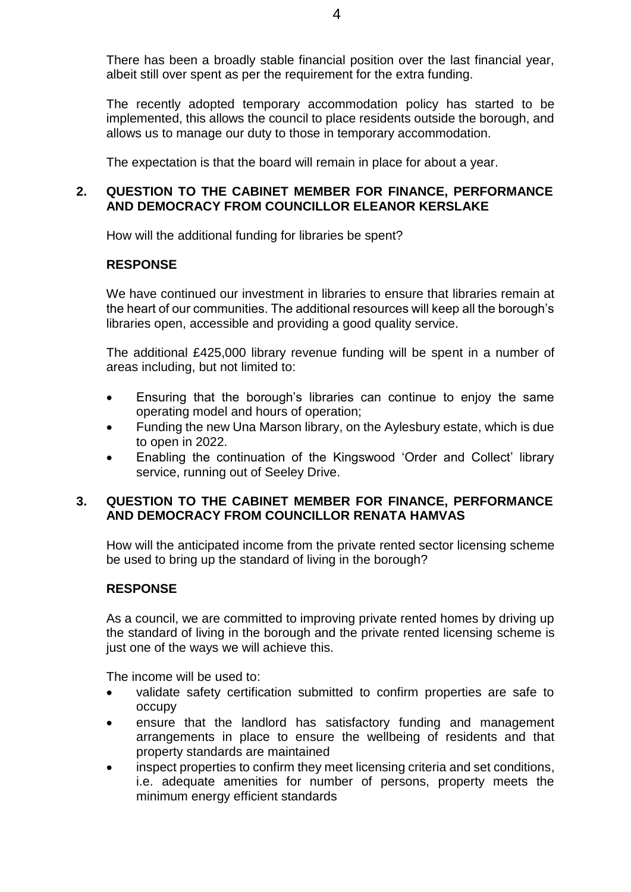There has been a broadly stable financial position over the last financial year, albeit still over spent as per the requirement for the extra funding.

The recently adopted temporary accommodation policy has started to be implemented, this allows the council to place residents outside the borough, and allows us to manage our duty to those in temporary accommodation.

The expectation is that the board will remain in place for about a year.

## 2. QUESTION TO THE CABINET MEMBER FOR FINANCE, PERFORMANCE AND DEMOCRACY FROM COUNCILLOR ELEANOR KERSLAKE

How will the additional funding for libraries be spent?

### RESPONSE

We have continued our investment in libraries to ensure that libraries remain at the heart of our communities. The additional resources will keep all the borough's libraries open, accessible and providing a good quality service.

The additional £425,000 library revenue funding will be spent in a number of areas including, but not limited to:

- Ensuring that the borough's libraries can continue to enjoy the same operating model and hours of operation;
- Funding the new Una Marson library, on the Aylesbury estate, which is due to open in 2022.
- Enabling the continuation of the Kingswood 'Order and Collect' library service, running out of Seeley Drive.

## 3. QUESTION TO THE CABINET MEMBER FOR FINANCE, PERFORMANCE AND DEMOCRACY FROM COUNCILLOR RENATA HAMVAS

How will the anticipated income from the private rented sector licensing scheme be used to bring up the standard of living in the borough?

### RESPONSE

As a council, we are committed to improving private rented homes by driving up the standard of living in the borough and the private rented licensing scheme is just one of the ways we will achieve this.

The income will be used to:

- validate safety certification submitted to confirm properties are safe to occupy
- ensure that the landlord has satisfactory funding and management arrangements in place to ensure the wellbeing of residents and that property standards are maintained
- inspect properties to confirm they meet licensing criteria and set conditions, i.e. adequate amenities for number of persons, property meets the minimum energy efficient standards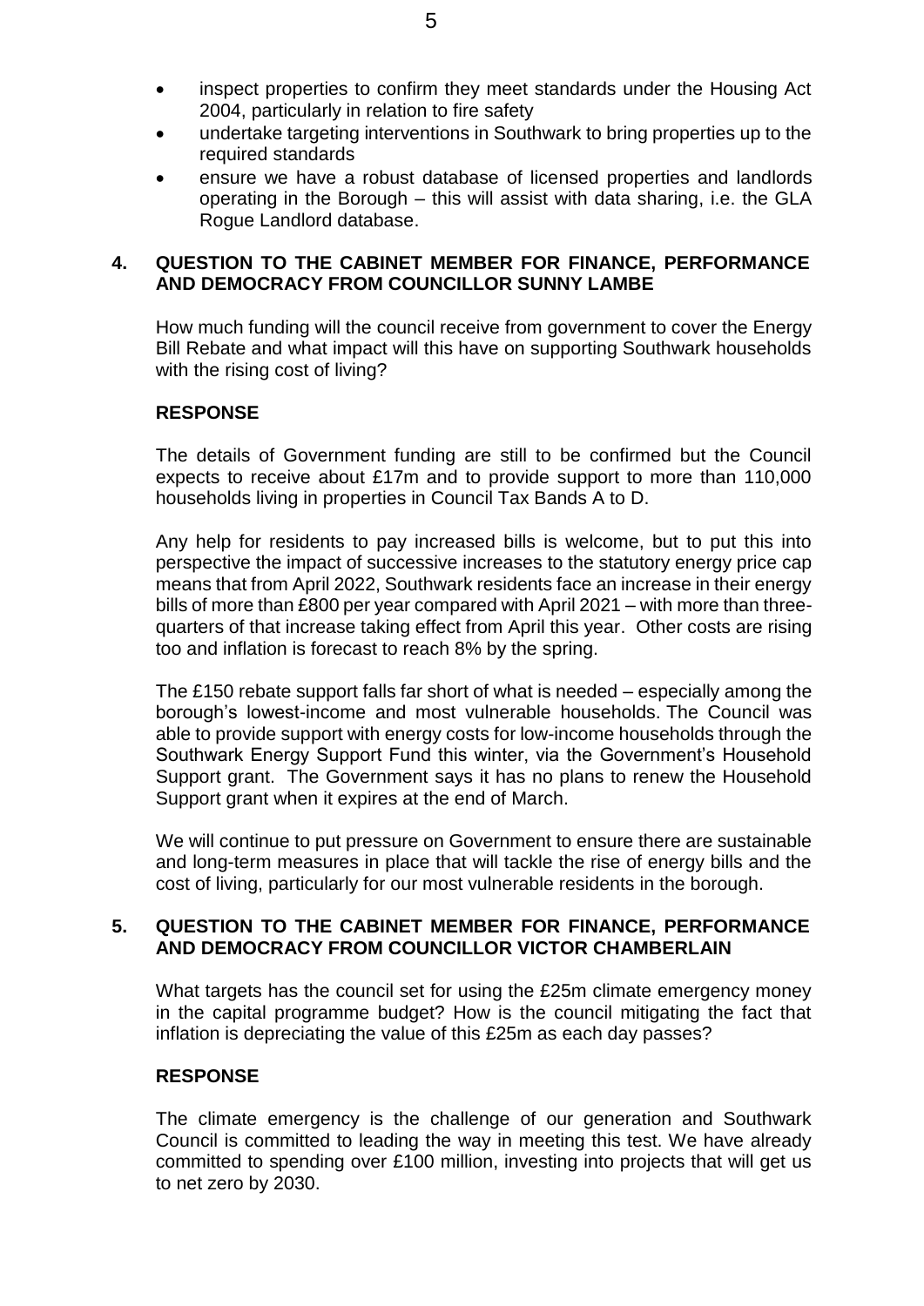- inspect properties to confirm they meet standards under the Housing Act 2004, particularly in relation to fire safety
- undertake targeting interventions in Southwark to bring properties up to the required standards
- ensure we have a robust database of licensed properties and landlords operating in the Borough – this will assist with data sharing, i.e. the GLA Rogue Landlord database.

## 4. QUESTION TO THE CABINET MEMBER FOR FINANCE, PERFORMANCE AND DEMOCRACY FROM COUNCILLOR SUNNY LAMBE

How much funding will the council receive from government to cover the Energy Bill Rebate and what impact will this have on supporting Southwark households with the rising cost of living?

**RESPONSE**

The details of Government funding are still to be confirmed but the Council expects to receive about £17m and to provide support to more than 110,000 households living in properties in Council Tax Bands A to D.

Any help for residents to pay increased bills is welcome, but to put this into perspective the impact of successive increases to the statutory energy price cap means that from April 2022, Southwark residents face an increase in their energy bills of more than £800 per year compared with April 2021 – with more than three-quarters of that increase taking effect from April this year. Other costs are rising too and inflation is forecast to reach 8% by the spring.

The £150 rebate support falls far short of what is needed – especially among the borough's lowest-income and most vulnerable households. The Council was able to provide support with energy costs for low-income households through the Southwark Energy Support Fund this winter, via the Government's Household Support grant. The Government says it has no plans to renew the Household Support grant when it expires at the end of March.

We will continue to put pressure on Government to ensure there are sustainable and long-term measures in place that will tackle the rise of energy bills and the cost of living, particularly for our most vulnerable residents in the borough.

## 5. QUESTION TO THE CABINET MEMBER FOR FINANCE, PERFORMANCE AND DEMOCRACY FROM COUNCILLOR VICTOR CHAMBERLAIN

What targets has the council set for using the £25m climate emergency money in the capital programme budget? How is the council mitigating the fact that inflation is depreciating the value of this £25m as each day passes?

**RESPONSE**

The climate emergency is the challenge of our generation and Southwark Council is committed to leading the way in meeting this test. We have already committed to spending over £100 million, investing into projects that will get us to net zero by 2030.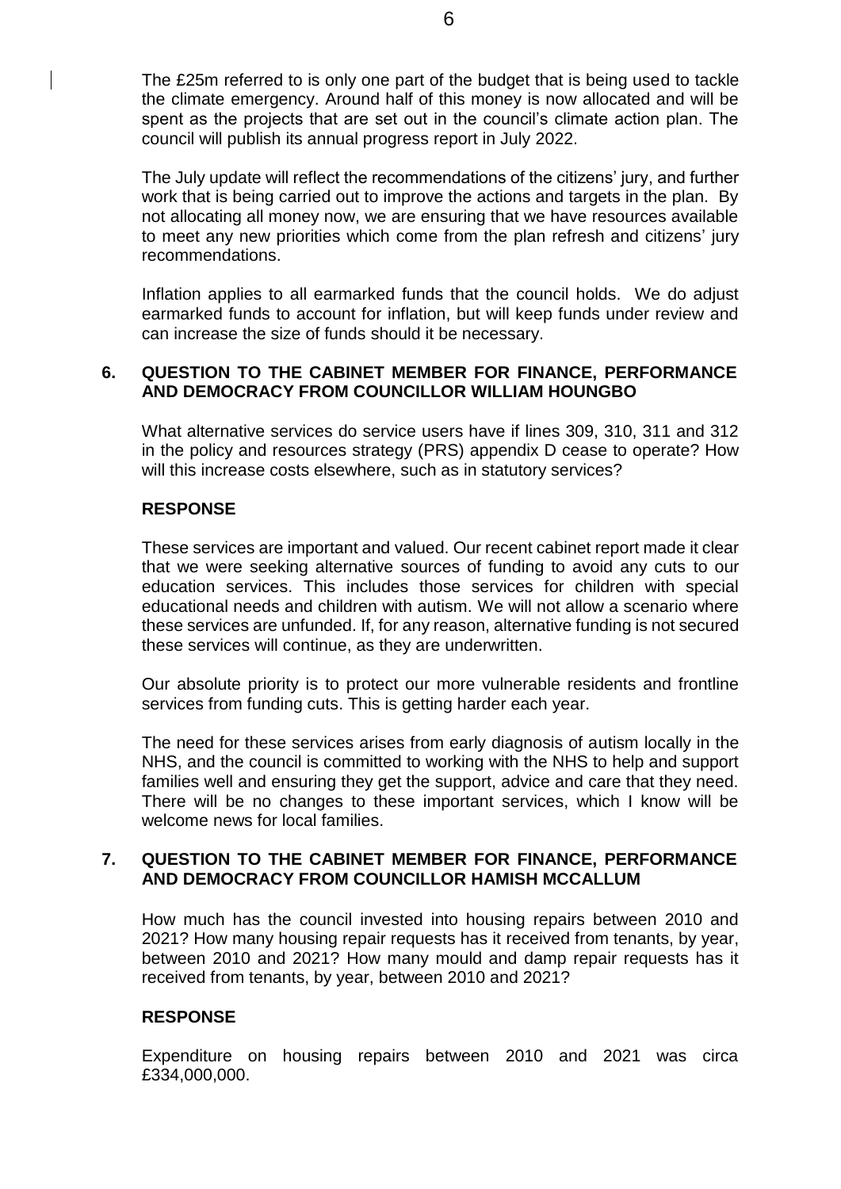The £25m referred to is only one part of the budget that is being used to tackle the climate emergency. Around half of this money is now allocated and will be spent as the projects that are set out in the council's climate action plan. The council will publish its annual progress report in July 2022.

The July update will reflect the recommendations of the citizens' jury, and further work that is being carried out to improve the actions and targets in the plan. By not allocating all money now, we are ensuring that we have resources available to meet any new priorities which come from the plan refresh and citizens' jury recommendations.

Inflation applies to all earmarked funds that the council holds. We do adjust earmarked funds to account for inflation, but will keep funds under review and can increase the size of funds should it be necessary.

## 6. QUESTION TO THE CABINET MEMBER FOR FINANCE, PERFORMANCE AND DEMOCRACY FROM COUNCILLOR WILLIAM HOUNGBO

What alternative services do service users have if lines 309, 310, 311 and 312 in the policy and resources strategy (PRS) appendix D cease to operate? How will this increase costs elsewhere, such as in statutory services?

**RESPONSE**

These services are important and valued. Our recent cabinet report made it clear that we were seeking alternative sources of funding to avoid any cuts to our education services. This includes those services for children with special educational needs and children with autism. We will not allow a scenario where these services are unfunded. If, for any reason, alternative funding is not secured these services will continue, as they are underwritten.

Our absolute priority is to protect our more vulnerable residents and frontline services from funding cuts. This is getting harder each year.

The need for these services arises from early diagnosis of autism locally in the NHS, and the council is committed to working with the NHS to help and support families well and ensuring they get the support, advice and care that they need. There will be no changes to these important services, which I know will be welcome news for local families.

## 7. QUESTION TO THE CABINET MEMBER FOR FINANCE, PERFORMANCE AND DEMOCRACY FROM COUNCILLOR HAMISH MCCALLUM

How much has the council invested into housing repairs between 2010 and 2021? How many housing repair requests has it received from tenants, by year, between 2010 and 2021? How many mould and damp repair requests has it received from tenants, by year, between 2010 and 2021?

**RESPONSE**

Expenditure on housing repairs between 2010 and 2021 was circa £334,000,000.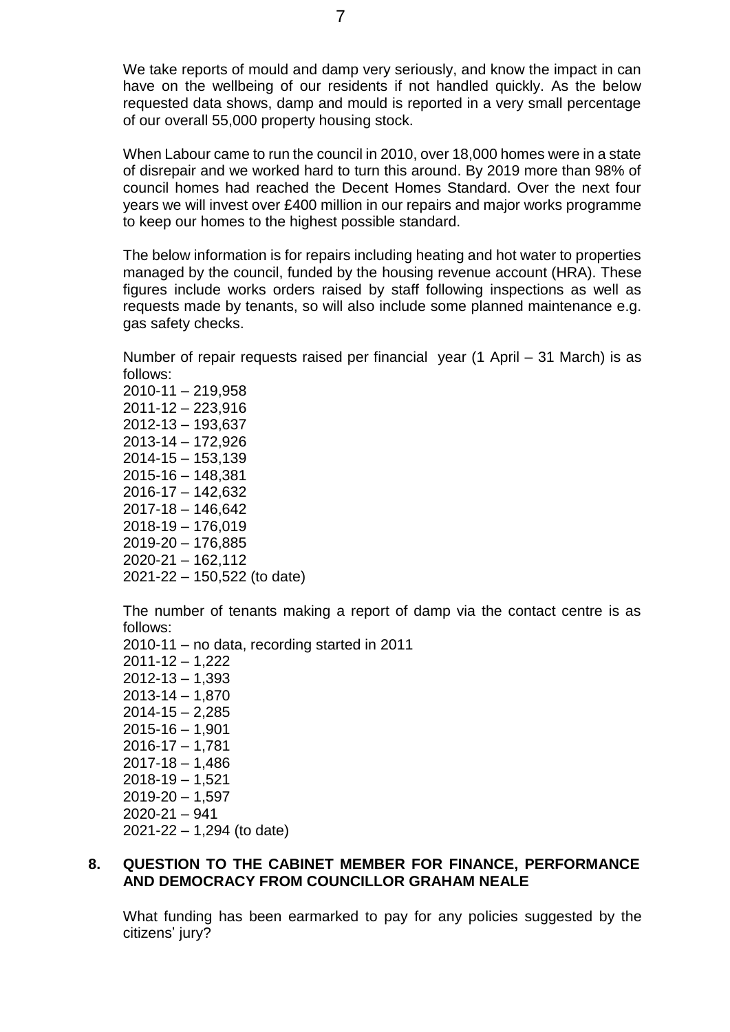We take reports of mould and damp very seriously, and know the impact in can have on the wellbeing of our residents if not handled quickly. As the below requested data shows, damp and mould is reported in a very small percentage of our overall 55,000 property housing stock.

When Labour came to run the council in 2010, over 18,000 homes were in a state of disrepair and we worked hard to turn this around. By 2019 more than 98% of council homes had reached the Decent Homes Standard. Over the next four years we will invest over £400 million in our repairs and major works programme to keep our homes to the highest possible standard.

The below information is for repairs including heating and hot water to properties managed by the council, funded by the housing revenue account (HRA). These figures include works orders raised by staff following inspections as well as requests made by tenants, so will also include some planned maintenance e.g. gas safety checks.

Number of repair requests raised per financial year (1 April – 31 March) is as follows:
2010-11 – 219,958
2011-12 – 223,916
2012-13 – 193,637
2013-14 – 172,926
2014-15 – 153,139
2015-16 – 148,381
2016-17 – 142,632
2017-18 – 146,642
2018-19 – 176,019
2019-20 – 176,885
2020-21 – 162,112
2021-22 – 150,522 (to date)

The number of tenants making a report of damp via the contact centre is as follows:
2010-11 – no data, recording started in 2011
2011-12 – 1,222
2012-13 – 1,393
2013-14 – 1,870
2014-15 – 2,285
2015-16 – 1,901
2016-17 – 1,781
2017-18 – 1,486
2018-19 – 1,521
2019-20 – 1,597
2020-21 – 941
2021-22 – 1,294 (to date)

## 8. QUESTION TO THE CABINET MEMBER FOR FINANCE, PERFORMANCE AND DEMOCRACY FROM COUNCILLOR GRAHAM NEALE

What funding has been earmarked to pay for any policies suggested by the citizens' jury?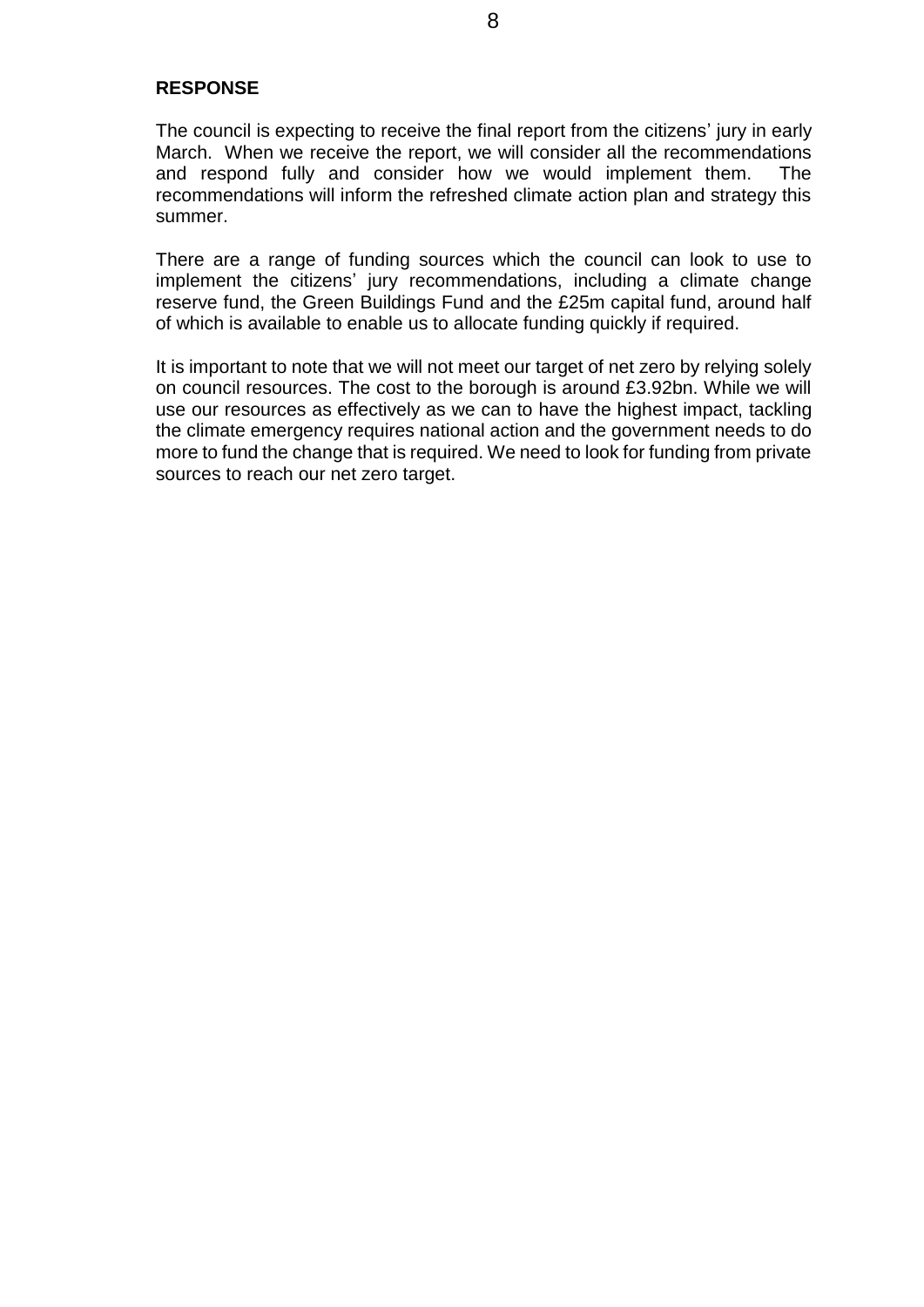**RESPONSE**

The council is expecting to receive the final report from the citizens' jury in early March. When we receive the report, we will consider all the recommendations and respond fully and consider how we would implement them. The recommendations will inform the refreshed climate action plan and strategy this summer.

There are a range of funding sources which the council can look to use to implement the citizens' jury recommendations, including a climate change reserve fund, the Green Buildings Fund and the £25m capital fund, around half of which is available to enable us to allocate funding quickly if required.

It is important to note that we will not meet our target of net zero by relying solely on council resources. The cost to the borough is around £3.92bn. While we will use our resources as effectively as we can to have the highest impact, tackling the climate emergency requires national action and the government needs to do more to fund the change that is required. We need to look for funding from private sources to reach our net zero target.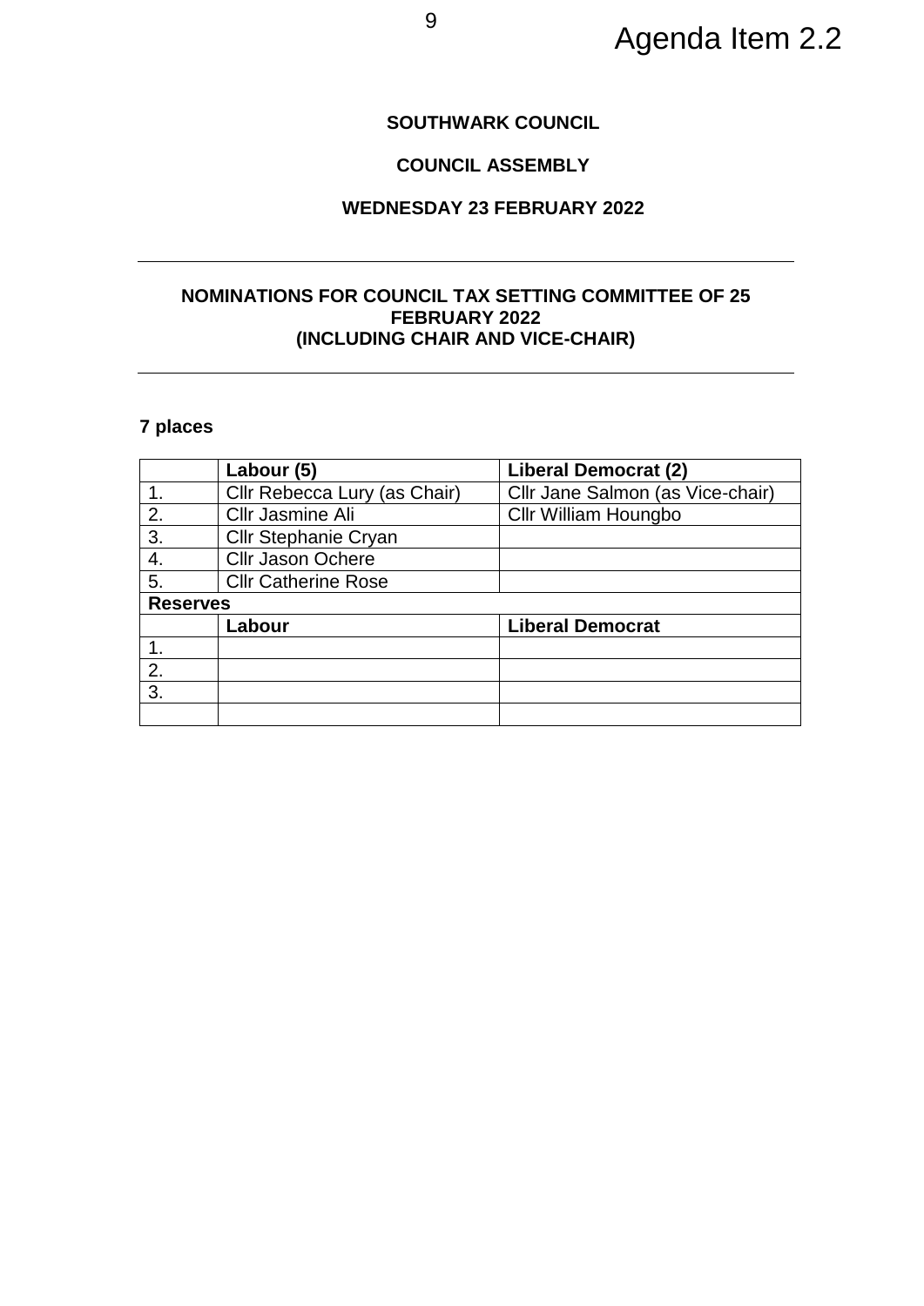Agenda Item 2.2

**SOUTHWARK COUNCIL**

**COUNCIL ASSEMBLY**

**WEDNESDAY 23 FEBRUARY 2022**

---

**NOMINATIONS FOR COUNCIL TAX SETTING COMMITTEE OF 25 FEBRUARY 2022 (INCLUDING CHAIR AND VICE-CHAIR)**

---

**7 places**

| | **Labour (5)** | **Liberal Democrat (2)** |
|---|---|---|
| 1. | Cllr Rebecca Lury (as Chair) | Cllr Jane Salmon (as Vice-chair) |
| 2. | Cllr Jasmine Ali | Cllr William Houngbo |
| 3. | Cllr Stephanie Cryan | |
| 4. | Cllr Jason Ochere | |
| 5. | Cllr Catherine Rose | |
| **Reserves** | | |
| | **Labour** | **Liberal Democrat** |
| 1. | | |
| 2. | | |
| 3. | | |
| | | |